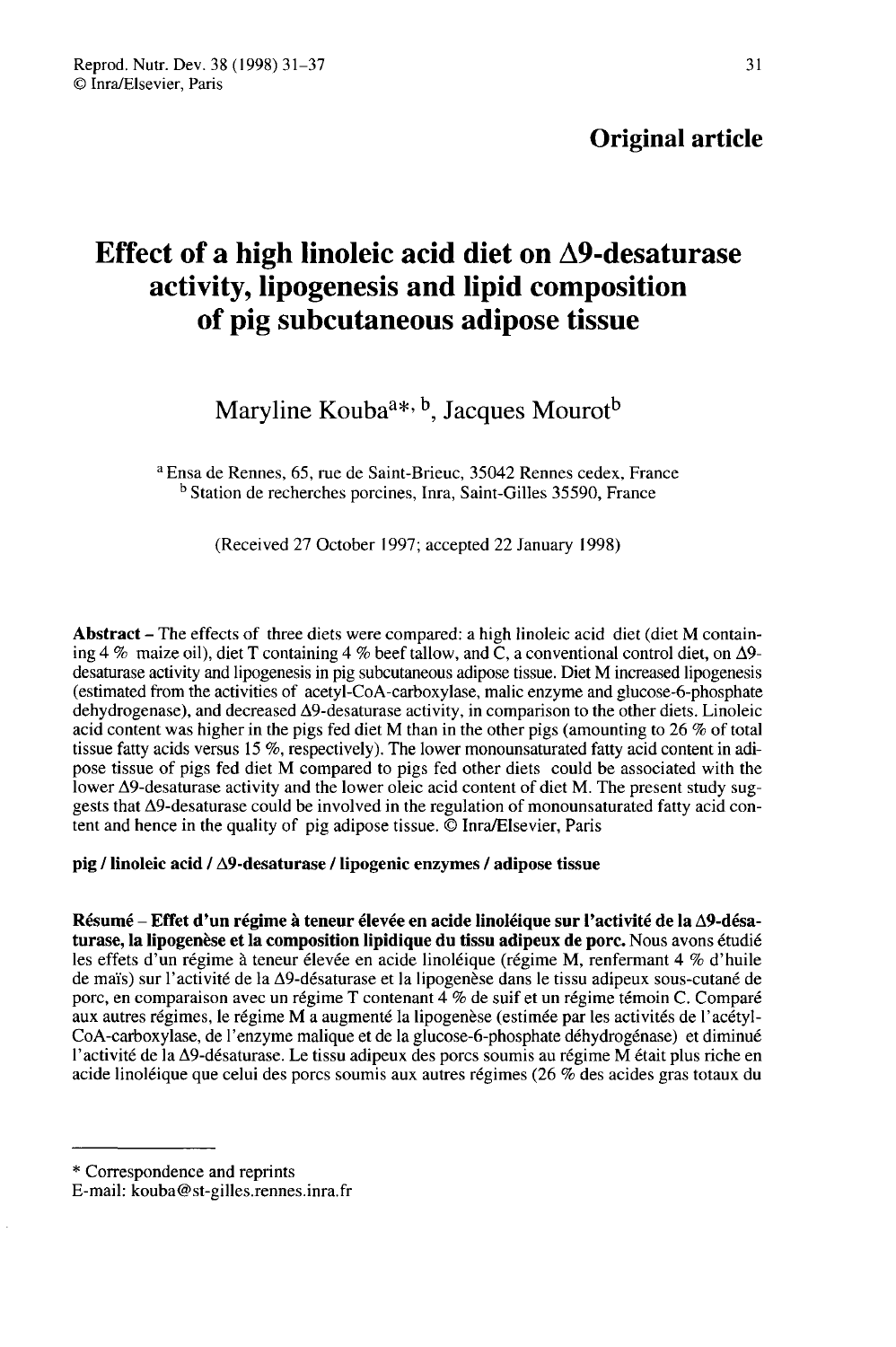**Original article**

# Effect of a high linoleic acid diet on Δ9-desaturase activity, lipogenesis and lipid composition of pig subcutaneous adipose tissue

Maryline Kouba[a*, b], Jacques Mourot[b]

[a] Ensa de Rennes, 65, rue de Saint-Brieuc, 35042 Rennes cedex, France
[b] Station de recherches porcines, Inra, Saint-Gilles 35590, France

(Received 27 October 1997; accepted 22 January 1998)

**Abstract** – The effects of three diets were compared: a high linoleic acid diet (diet M containing 4 % maize oil), diet T containing 4 % beef tallow, and C, a conventional control diet, on Δ9-desaturase activity and lipogenesis in pig subcutaneous adipose tissue. Diet M increased lipogenesis (estimated from the activities of acetyl-CoA-carboxylase, malic enzyme and glucose-6-phosphate dehydrogenase), and decreased Δ9-desaturase activity, in comparison to the other diets. Linoleic acid content was higher in the pigs fed diet M than in the other pigs (amounting to 26 % of total tissue fatty acids versus 15 %, respectively). The lower monounsaturated fatty acid content in adipose tissue of pigs fed diet M compared to pigs fed other diets could be associated with the lower Δ9-desaturase activity and the lower oleic acid content of diet M. The present study suggests that Δ9-desaturase could be involved in the regulation of monounsaturated fatty acid content and hence in the quality of pig adipose tissue. © Inra/Elsevier, Paris

**pig / linoleic acid / Δ9-desaturase / lipogenic enzymes / adipose tissue**

**Résumé** – **Effet d'un régime à teneur élevée en acide linoléique sur l'activité de la Δ9-désaturase, la lipogenèse et la composition lipidique du tissu adipeux de porc.** Nous avons étudié les effets d'un régime à teneur élevée en acide linoléique (régime M, renfermant 4 % d'huile de maïs) sur l'activité de la Δ9-désaturase et la lipogenèse dans le tissu adipeux sous-cutané de porc, en comparaison avec un régime T contenant 4 % de suif et un régime témoin C. Comparé aux autres régimes, le régime M a augmenté la lipogenèse (estimée par les activités de l'acétyl-CoA-carboxylase, de l'enzyme malique et de la glucose-6-phosphate déhydrogénase) et diminué l'activité de la Δ9-désaturase. Le tissu adipeux des porcs soumis au régime M était plus riche en acide linoléique que celui des porcs soumis aux autres régimes (26 % des acides gras totaux du

---

* Correspondence and reprints
E-mail: kouba@st-gilles.rennes.inra.fr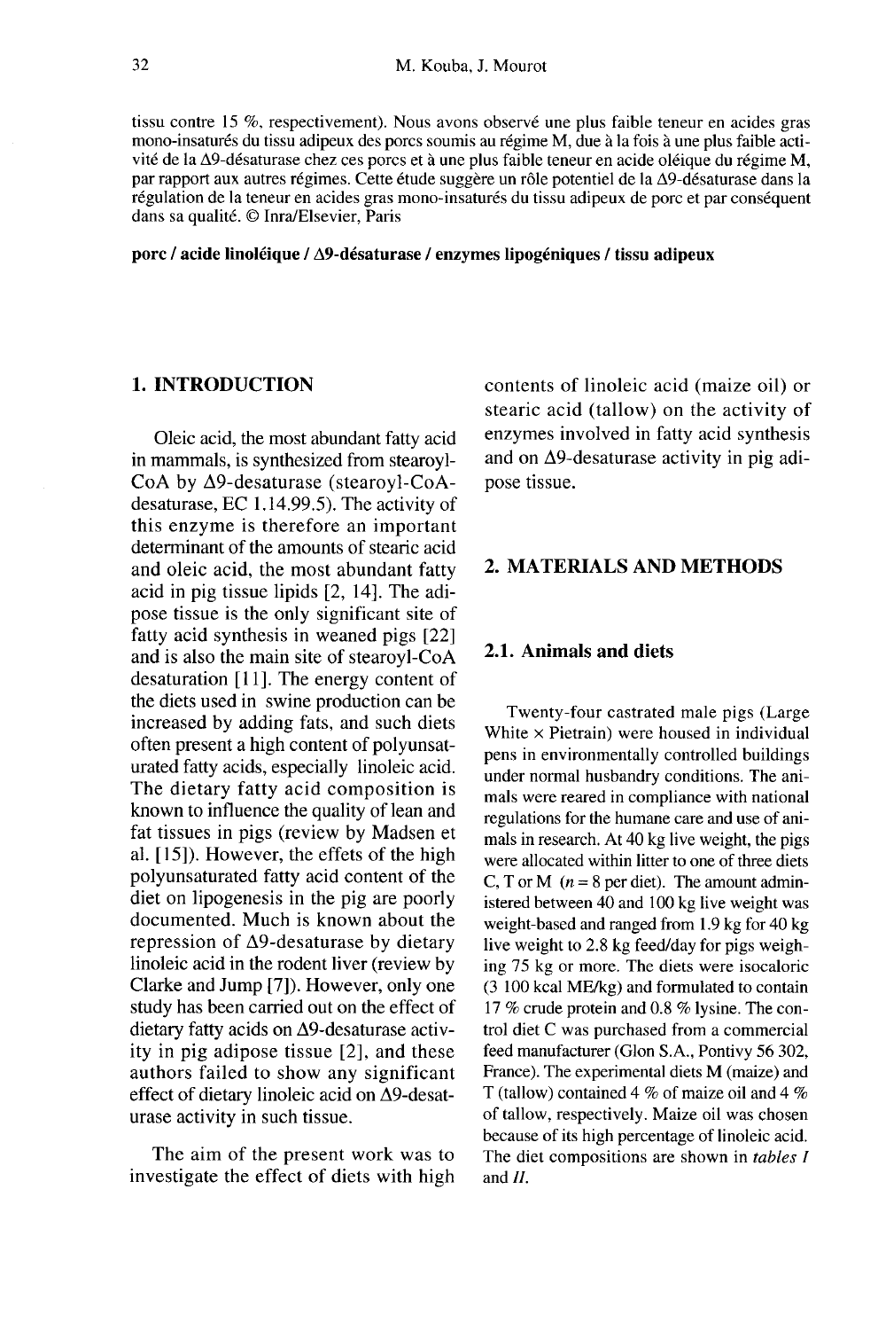tissu contre 15 %, respectivement). Nous avons observé une plus faible teneur en acides gras mono-insaturés du tissu adipeux des porcs soumis au régime M, due à la fois à une plus faible activité de la Δ9-désaturase chez ces porcs et à une plus faible teneur en acide oléique du régime M, par rapport aux autres régimes. Cette étude suggère un rôle potentiel de la Δ9-désaturase dans la régulation de la teneur en acides gras mono-insaturés du tissu adipeux de porc et par conséquent dans sa qualité. © Inra/Elsevier, Paris

**porc / acide linoléique / Δ9-désaturase / enzymes lipogéniques / tissu adipeux**

## 1. INTRODUCTION

Oleic acid, the most abundant fatty acid in mammals, is synthesized from stearoyl-CoA by Δ9-desaturase (stearoyl-CoA-desaturase, EC 1.14.99.5). The activity of this enzyme is therefore an important determinant of the amounts of stearic acid and oleic acid, the most abundant fatty acid in pig tissue lipids [2, 14]. The adipose tissue is the only significant site of fatty acid synthesis in weaned pigs [22] and is also the main site of stearoyl-CoA desaturation [11]. The energy content of the diets used in swine production can be increased by adding fats, and such diets often present a high content of polyunsaturated fatty acids, especially linoleic acid. The dietary fatty acid composition is known to influence the quality of lean and fat tissues in pigs (review by Madsen et al. [15]). However, the effets of the high polyunsaturated fatty acid content of the diet on lipogenesis in the pig are poorly documented. Much is known about the repression of Δ9-desaturase by dietary linoleic acid in the rodent liver (review by Clarke and Jump [7]). However, only one study has been carried out on the effect of dietary fatty acids on Δ9-desaturase activity in pig adipose tissue [2], and these authors failed to show any significant effect of dietary linoleic acid on Δ9-desaturase activity in such tissue.

The aim of the present work was to investigate the effect of diets with high contents of linoleic acid (maize oil) or stearic acid (tallow) on the activity of enzymes involved in fatty acid synthesis and on Δ9-desaturase activity in pig adipose tissue.

## 2. MATERIALS AND METHODS

### 2.1. Animals and diets

Twenty-four castrated male pigs (Large White × Pietrain) were housed in individual pens in environmentally controlled buildings under normal husbandry conditions. The animals were reared in compliance with national regulations for the humane care and use of animals in research. At 40 kg live weight, the pigs were allocated within litter to one of three diets C, T or M ($n = 8$ per diet). The amount administered between 40 and 100 kg live weight was weight-based and ranged from 1.9 kg for 40 kg live weight to 2.8 kg feed/day for pigs weighing 75 kg or more. The diets were isocaloric (3 100 kcal ME/kg) and formulated to contain 17 % crude protein and 0.8 % lysine. The control diet C was purchased from a commercial feed manufacturer (Glon S.A., Pontivy 56 302, France). The experimental diets M (maize) and T (tallow) contained 4 % of maize oil and 4 % of tallow, respectively. Maize oil was chosen because of its high percentage of linoleic acid. The diet compositions are shown in *tables I* and *II*.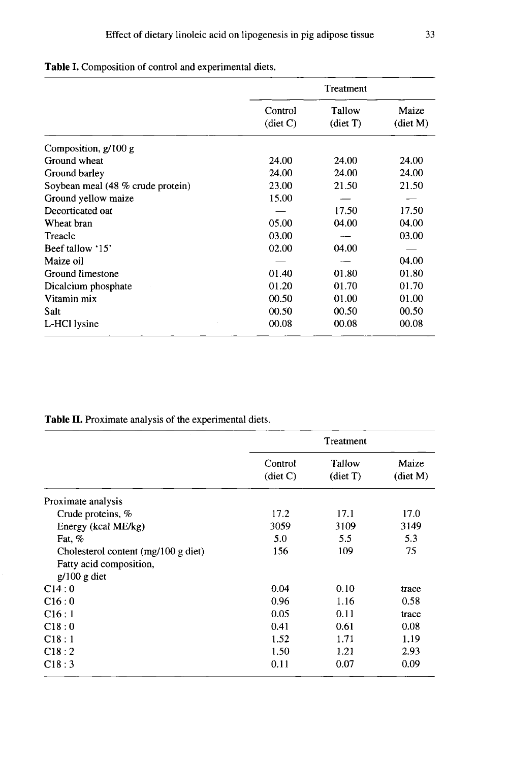**Table I.** Composition of control and experimental diets.

| | Treatment | | |
|---|---|---|---|
| | Control (diet C) | Tallow (diet T) | Maize (diet M) |
| Composition, g/100 g | | | |
| Ground wheat | 24.00 | 24.00 | 24.00 |
| Ground barley | 24.00 | 24.00 | 24.00 |
| Soybean meal (48 % crude protein) | 23.00 | 21.50 | 21.50 |
| Ground yellow maize | 15.00 | — | — |
| Decorticated oat | — | 17.50 | 17.50 |
| Wheat bran | 05.00 | 04.00 | 04.00 |
| Treacle | 03.00 | — | 03.00 |
| Beef tallow '15' | 02.00 | 04.00 | — |
| Maize oil | — | — | 04.00 |
| Ground limestone | 01.40 | 01.80 | 01.80 |
| Dicalcium phosphate | 01.20 | 01.70 | 01.70 |
| Vitamin mix | 00.50 | 01.00 | 01.00 |
| Salt | 00.50 | 00.50 | 00.50 |
| L-HCl lysine | 00.08 | 00.08 | 00.08 |

**Table II.** Proximate analysis of the experimental diets.

| | Treatment | | |
|---|---|---|---|
| | Control (diet C) | Tallow (diet T) | Maize (diet M) |
| Proximate analysis | | | |
| Crude proteins, % | 17.2 | 17.1 | 17.0 |
| Energy (kcal ME/kg) | 3059 | 3109 | 3149 |
| Fat, % | 5.0 | 5.5 | 5.3 |
| Cholesterol content (mg/100 g diet) | 156 | 109 | 75 |
| Fatty acid composition, g/100 g diet | | | |
| C14 : 0 | 0.04 | 0.10 | trace |
| C16 : 0 | 0.96 | 1.16 | 0.58 |
| C16 : 1 | 0.05 | 0.11 | trace |
| C18 : 0 | 0.41 | 0.61 | 0.08 |
| C18 : 1 | 1.52 | 1.71 | 1.19 |
| C18 : 2 | 1.50 | 1.21 | 2.93 |
| C18 : 3 | 0.11 | 0.07 | 0.09 |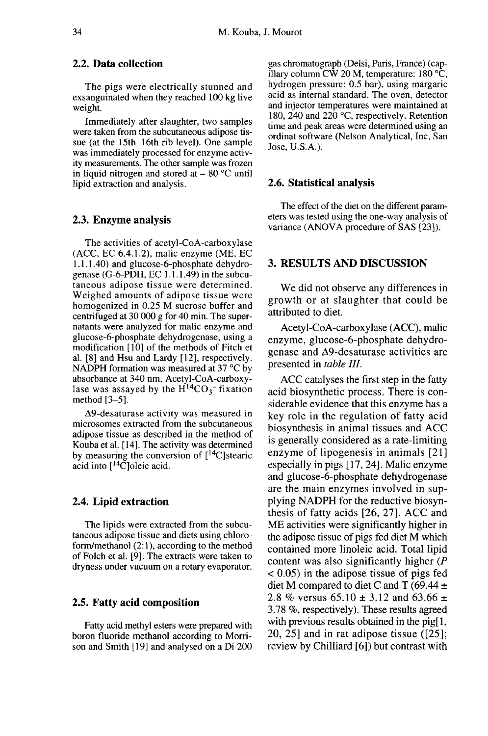### 2.2. Data collection

The pigs were electrically stunned and exsanguinated when they reached 100 kg live weight.

Immediately after slaughter, two samples were taken from the subcutaneous adipose tissue (at the 15th–16th rib level). One sample was immediately processed for enzyme activity measurements. The other sample was frozen in liquid nitrogen and stored at – 80 °C until lipid extraction and analysis.

### 2.3. Enzyme analysis

The activities of acetyl-CoA-carboxylase (ACC, EC 6.4.1.2), malic enzyme (ME, EC 1.1.1.40) and glucose-6-phosphate dehydrogenase (G-6-PDH, EC 1.1.1.49) in the subcutaneous adipose tissue were determined. Weighed amounts of adipose tissue were homogenized in 0.25 M sucrose buffer and centrifuged at 30 000 g for 40 min. The supernatants were analyzed for malic enzyme and glucose-6-phosphate dehydrogenase, using a modification [10] of the methods of Fitch et al. [8] and Hsu and Lardy [12], respectively. NADPH formation was measured at 37 °C by absorbance at 340 nm. Acetyl-CoA-carboxylase was assayed by the $H^{14}CO_3^-$ fixation method [3–5].

Δ9-desaturase activity was measured in microsomes extracted from the subcutaneous adipose tissue as described in the method of Kouba et al. [14]. The activity was determined by measuring the conversion of [$^{14}$C]stearic acid into [$^{14}$C]oleic acid.

### 2.4. Lipid extraction

The lipids were extracted from the subcutaneous adipose tissue and diets using chloroform/methanol (2:1), according to the method of Folch et al. [9]. The extracts were taken to dryness under vacuum on a rotary evaporator.

### 2.5. Fatty acid composition

Fatty acid methyl esters were prepared with boron fluoride methanol according to Morrison and Smith [19] and analysed on a Di 200 gas chromatograph (Delsi, Paris, France) (capillary column CW 20 M, temperature: 180 °C, hydrogen pressure: 0.5 bar), using margaric acid as internal standard. The oven, detector and injector temperatures were maintained at 180, 240 and 220 °C, respectively. Retention time and peak areas were determined using an ordinat software (Nelson Analytical, Inc, San Jose, U.S.A.).

### 2.6. Statistical analysis

The effect of the diet on the different parameters was tested using the one-way analysis of variance (ANOVA procedure of SAS [23]).

## 3. RESULTS AND DISCUSSION

We did not observe any differences in growth or at slaughter that could be attributed to diet.

Acetyl-CoA-carboxylase (ACC), malic enzyme, glucose-6-phosphate dehydrogenase and Δ9-desaturase activities are presented in *table III*.

ACC catalyses the first step in the fatty acid biosynthetic process. There is considerable evidence that this enzyme has a key role in the regulation of fatty acid biosynthesis in animal tissues and ACC is generally considered as a rate-limiting enzyme of lipogenesis in animals [21] especially in pigs [17, 24]. Malic enzyme and glucose-6-phosphate dehydrogenase are the main enzymes involved in supplying NADPH for the reductive biosynthesis of fatty acids [26, 27]. ACC and ME activities were significantly higher in the adipose tissue of pigs fed diet M which contained more linoleic acid. Total lipid content was also significantly higher ($P < 0.05$) in the adipose tissue of pigs fed diet M compared to diet C and T (69.44 ± 2.8 % versus 65.10 ± 3.12 and 63.66 ± 3.78 %, respectively). These results agreed with previous results obtained in the pig[1, 20, 25] and in rat adipose tissue ([25]; review by Chilliard [6]) but contrast with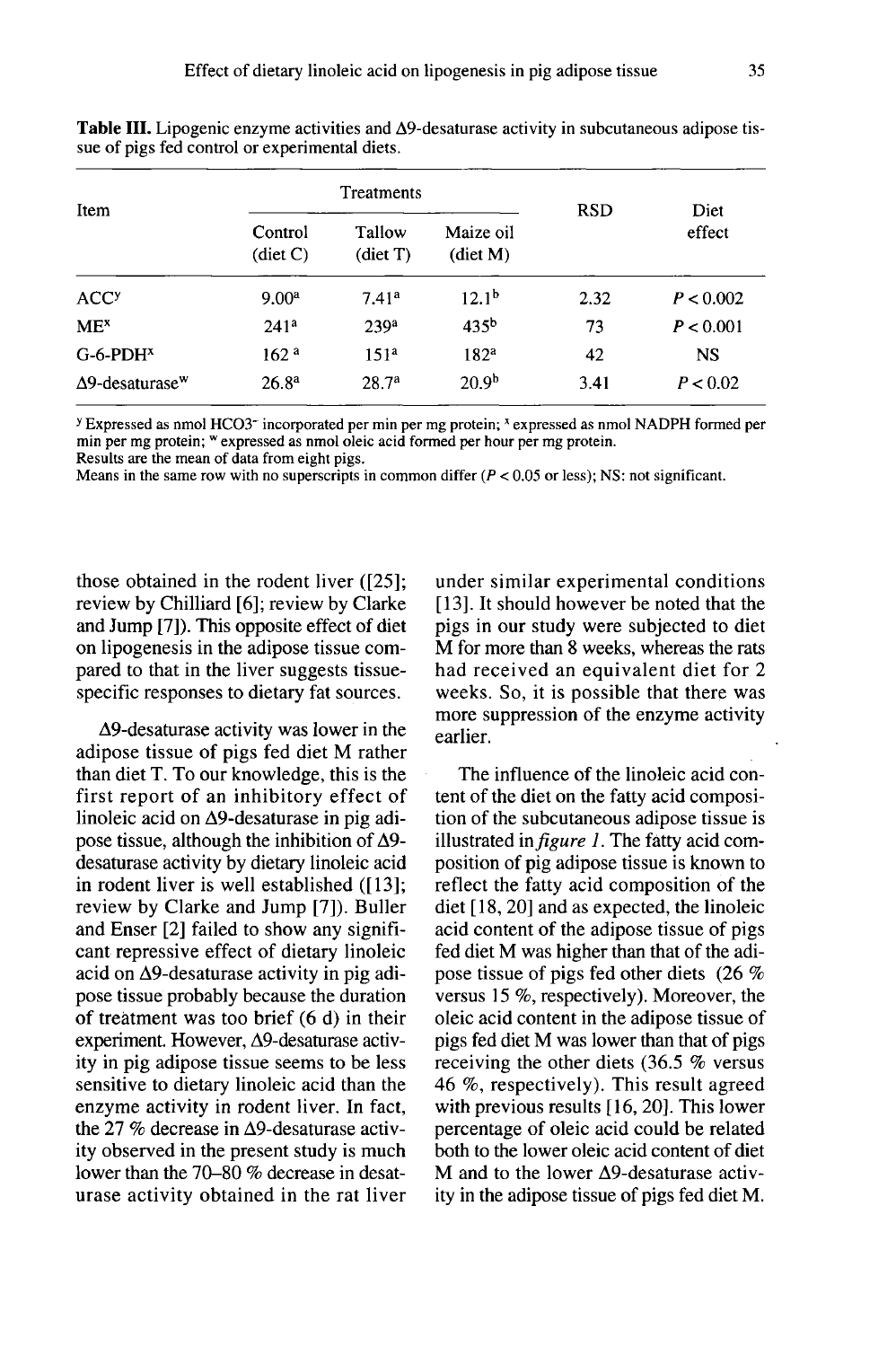**Table III.** Lipogenic enzyme activities and Δ9-desaturase activity in subcutaneous adipose tissue of pigs fed control or experimental diets.

| Item | Treatments | | | RSD | Diet effect |
|---|---|---|---|---|---|
| | Control (diet C) | Tallow (diet T) | Maize oil (diet M) | | |
| ACC[y] | 9.00[a] | 7.41[a] | 12.1[b] | 2.32 | $P < 0.002$ |
| ME[x] | 241[a] | 239[a] | 435[b] | 73 | $P < 0.001$ |
| G-6-PDH[x] | 162[a] | 151[a] | 182[a] | 42 | NS |
| Δ9-desaturase[w] | 26.8[a] | 28.7[a] | 20.9[b] | 3.41 | $P < 0.02$ |

[y] Expressed as nmol $HCO3^-$ incorporated per min per mg protein; [x] expressed as nmol NADPH formed per min per mg protein; [w] expressed as nmol oleic acid formed per hour per mg protein.
Results are the mean of data from eight pigs.
Means in the same row with no superscripts in common differ ($P < 0.05$ or less); NS: not significant.

those obtained in the rodent liver ([25]; review by Chilliard [6]; review by Clarke and Jump [7]). This opposite effect of diet on lipogenesis in the adipose tissue compared to that in the liver suggests tissue-specific responses to dietary fat sources.

Δ9-desaturase activity was lower in the adipose tissue of pigs fed diet M rather than diet T. To our knowledge, this is the first report of an inhibitory effect of linoleic acid on Δ9-desaturase in pig adipose tissue, although the inhibition of Δ9-desaturase activity by dietary linoleic acid in rodent liver is well established ([13]; review by Clarke and Jump [7]). Buller and Enser [2] failed to show any significant repressive effect of dietary linoleic acid on Δ9-desaturase activity in pig adipose tissue probably because the duration of treatment was too brief (6 d) in their experiment. However, Δ9-desaturase activity in pig adipose tissue seems to be less sensitive to dietary linoleic acid than the enzyme activity in rodent liver. In fact, the 27 % decrease in Δ9-desaturase activity observed in the present study is much lower than the 70–80 % decrease in desaturase activity obtained in the rat liver under similar experimental conditions [13]. It should however be noted that the pigs in our study were subjected to diet M for more than 8 weeks, whereas the rats had received an equivalent diet for 2 weeks. So, it is possible that there was more suppression of the enzyme activity earlier.

The influence of the linoleic acid content of the diet on the fatty acid composition of the subcutaneous adipose tissue is illustrated in *figure 1*. The fatty acid composition of pig adipose tissue is known to reflect the fatty acid composition of the diet [18, 20] and as expected, the linoleic acid content of the adipose tissue of pigs fed diet M was higher than that of the adipose tissue of pigs fed other diets (26 % versus 15 %, respectively). Moreover, the oleic acid content in the adipose tissue of pigs fed diet M was lower than that of pigs receiving the other diets (36.5 % versus 46 %, respectively). This result agreed with previous results [16, 20]. This lower percentage of oleic acid could be related both to the lower oleic acid content of diet M and to the lower Δ9-desaturase activity in the adipose tissue of pigs fed diet M.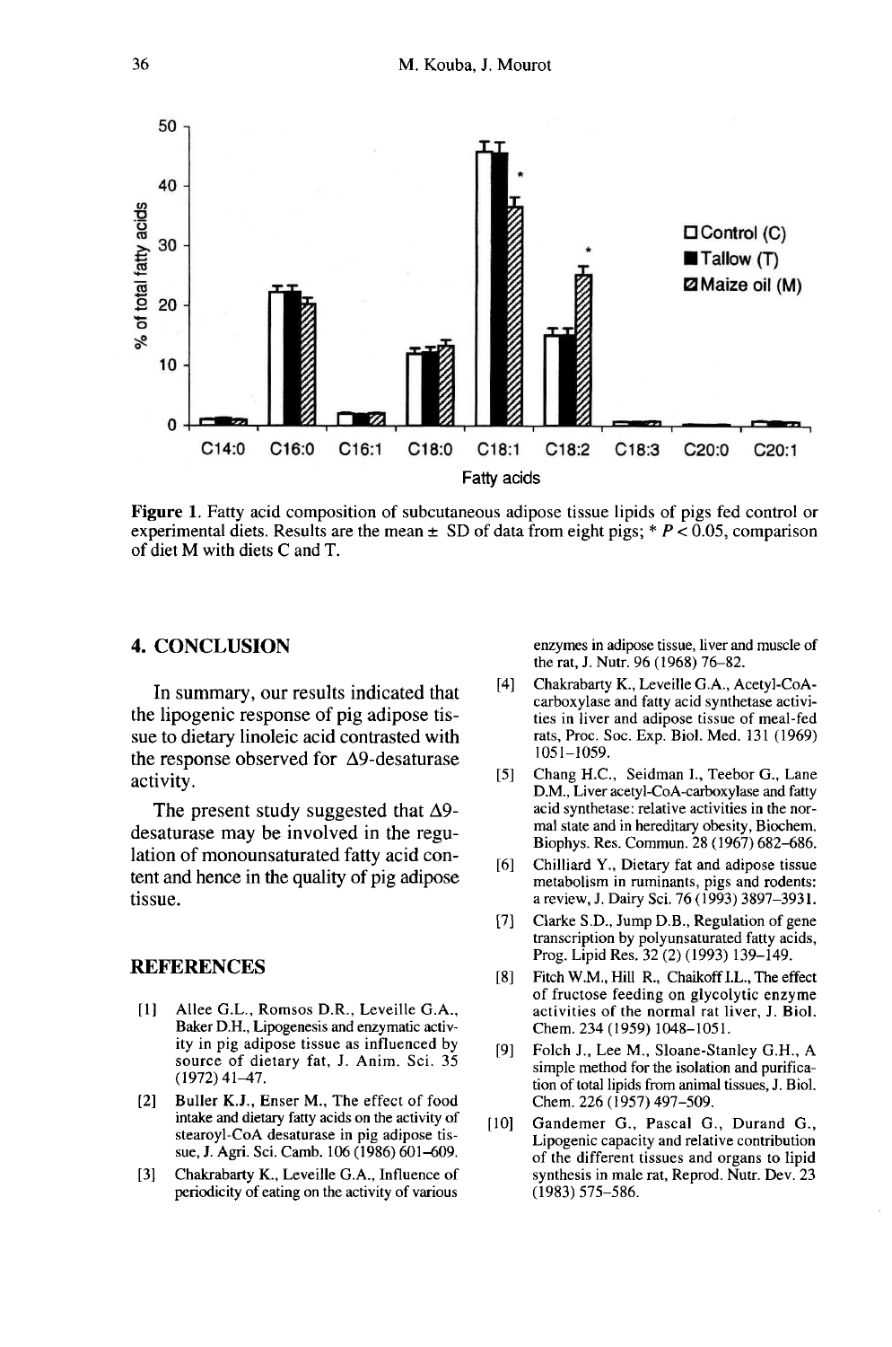**Figure 1.** Fatty acid composition of subcutaneous adipose tissue lipids of pigs fed control or experimental diets. Results are the mean ± SD of data from eight pigs; * $P < 0.05$, comparison of diet M with diets C and T.

## 4. CONCLUSION

In summary, our results indicated that the lipogenic response of pig adipose tissue to dietary linoleic acid contrasted with the response observed for Δ9-desaturase activity.

The present study suggested that Δ9-desaturase may be involved in the regulation of monounsaturated fatty acid content and hence in the quality of pig adipose tissue.

## REFERENCES

[1] Allee G.L., Romsos D.R., Leveille G.A., Baker D.H., Lipogenesis and enzymatic activity in pig adipose tissue as influenced by source of dietary fat, J. Anim. Sci. 35 (1972) 41–47.

[2] Buller K.J., Enser M., The effect of food intake and dietary fatty acids on the activity of stearoyl-CoA desaturase in pig adipose tissue, J. Agri. Sci. Camb. 106 (1986) 601–609.

[3] Chakrabarty K., Leveille G.A., Influence of periodicity of eating on the activity of various enzymes in adipose tissue, liver and muscle of the rat, J. Nutr. 96 (1968) 76–82.

[4] Chakrabarty K., Leveille G.A., Acetyl-CoA-carboxylase and fatty acid synthetase activities in liver and adipose tissue of meal-fed rats, Proc. Soc. Exp. Biol. Med. 131 (1969) 1051–1059.

[5] Chang H.C., Seidman I., Teebor G., Lane D.M., Liver acetyl-CoA-carboxylase and fatty acid synthetase: relative activities in the normal state and in hereditary obesity, Biochem. Biophys. Res. Commun. 28 (1967) 682–686.

[6] Chilliard Y., Dietary fat and adipose tissue metabolism in ruminants, pigs and rodents: a review, J. Dairy Sci. 76 (1993) 3897–3931.

[7] Clarke S.D., Jump D.B., Regulation of gene transcription by polyunsaturated fatty acids, Prog. Lipid Res. 32 (2) (1993) 139–149.

[8] Fitch W.M., Hill R., Chaikoff I.L., The effect of fructose feeding on glycolytic enzyme activities of the normal rat liver, J. Biol. Chem. 234 (1959) 1048–1051.

[9] Folch J., Lee M., Sloane-Stanley G.H., A simple method for the isolation and purification of total lipids from animal tissues, J. Biol. Chem. 226 (1957) 497–509.

[10] Gandemer G., Pascal G., Durand G., Lipogenic capacity and relative contribution of the different tissues and organs to lipid synthesis in male rat, Reprod. Nutr. Dev. 23 (1983) 575–586.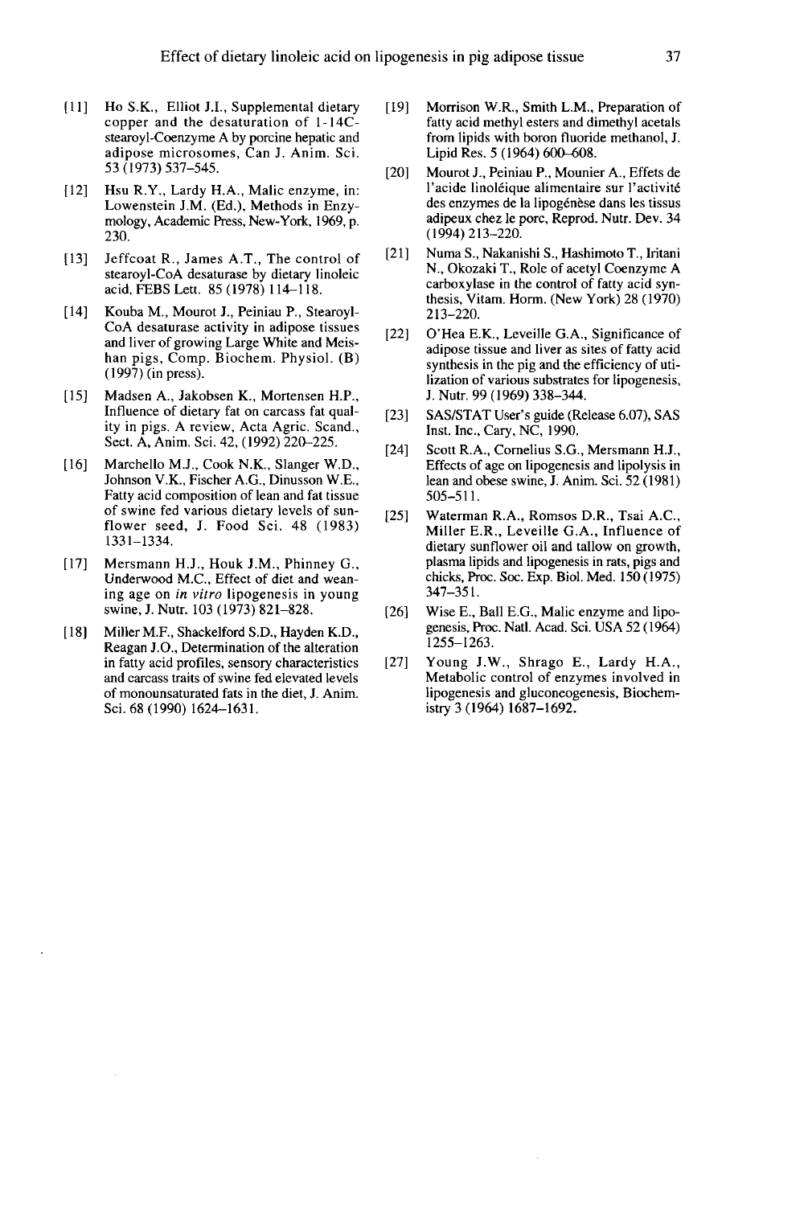[11] Ho S.K., Elliot J.I., Supplemental dietary copper and the desaturation of 1-14C-stearoyl-Coenzyme A by porcine hepatic and adipose microsomes, Can J. Anim. Sci. 53 (1973) 537–545.

[12] Hsu R.Y., Lardy H.A., Malic enzyme, in: Lowenstein J.M. (Ed.), Methods in Enzymology, Academic Press, New-York, 1969, p. 230.

[13] Jeffcoat R., James A.T., The control of stearoyl-CoA desaturase by dietary linoleic acid, FEBS Lett. 85 (1978) 114–118.

[14] Kouba M., Mourot J., Peiniau P., Stearoyl-CoA desaturase activity in adipose tissues and liver of growing Large White and Meishan pigs, Comp. Biochem. Physiol. (B) (1997) (in press).

[15] Madsen A., Jakobsen K., Mortensen H.P., Influence of dietary fat on carcass fat quality in pigs. A review, Acta Agric. Scand., Sect. A, Anim. Sci. 42, (1992) 220–225.

[16] Marchello M.J., Cook N.K., Slanger W.D., Johnson V.K., Fischer A.G., Dinusson W.E., Fatty acid composition of lean and fat tissue of swine fed various dietary levels of sunflower seed, J. Food Sci. 48 (1983) 1331–1334.

[17] Mersmann H.J., Houk J.M., Phinney G., Underwood M.C., Effect of diet and weaning age on *in vitro* lipogenesis in young swine, J. Nutr. 103 (1973) 821–828.

[18] Miller M.F., Shackelford S.D., Hayden K.D., Reagan J.O., Determination of the alteration in fatty acid profiles, sensory characteristics and carcass traits of swine fed elevated levels of monounsaturated fats in the diet, J. Anim. Sci. 68 (1990) 1624–1631.

[19] Morrison W.R., Smith L.M., Preparation of fatty acid methyl esters and dimethyl acetals from lipids with boron fluoride methanol, J. Lipid Res. 5 (1964) 600–608.

[20] Mourot J., Peiniau P., Mounier A., Effets de l'acide linoléique alimentaire sur l'activité des enzymes de la lipogénèse dans les tissus adipeux chez le porc, Reprod. Nutr. Dev. 34 (1994) 213–220.

[21] Numa S., Nakanishi S., Hashimoto T., Iritani N., Okozaki T., Role of acetyl Coenzyme A carboxylase in the control of fatty acid synthesis, Vitam. Horm. (New York) 28 (1970) 213–220.

[22] O'Hea E.K., Leveille G.A., Significance of adipose tissue and liver as sites of fatty acid synthesis in the pig and the efficiency of utilization of various substrates for lipogenesis, J. Nutr. 99 (1969) 338–344.

[23] SAS/STAT User's guide (Release 6.07), SAS Inst. Inc., Cary, NC, 1990.

[24] Scott R.A., Cornelius S.G., Mersmann H.J., Effects of age on lipogenesis and lipolysis in lean and obese swine, J. Anim. Sci. 52 (1981) 505–511.

[25] Waterman R.A., Romsos D.R., Tsai A.C., Miller E.R., Leveille G.A., Influence of dietary sunflower oil and tallow on growth, plasma lipids and lipogenesis in rats, pigs and chicks, Proc. Soc. Exp. Biol. Med. 150 (1975) 347–351.

[26] Wise E., Ball E.G., Malic enzyme and lipogenesis, Proc. Natl. Acad. Sci. USA 52 (1964) 1255–1263.

[27] Young J.W., Shrago E., Lardy H.A., Metabolic control of enzymes involved in lipogenesis and gluconeogenesis, Biochemistry 3 (1964) 1687–1692.